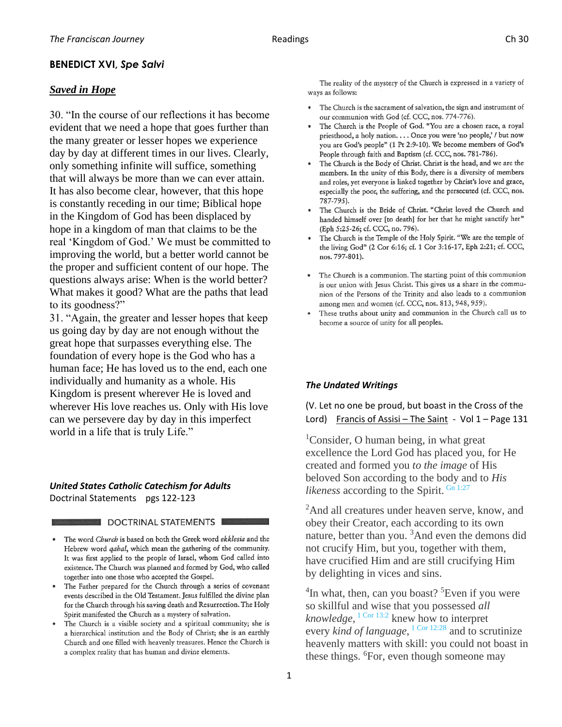## BENEDICT XVI, *Spe Salvi*

### ***Saved in Hope***

30. "In the course of our reflections it has become evident that we need a hope that goes further than the many greater or lesser hopes we experience day by day at different times in our lives. Clearly, only something infinite will suffice, something that will always be more than we can ever attain. It has also become clear, however, that this hope is constantly receding in our time; Biblical hope in the Kingdom of God has been displaced by hope in a kingdom of man that claims to be the real 'Kingdom of God.' We must be committed to improving the world, but a better world cannot be the proper and sufficient content of our hope. The questions always arise: When is the world better? What makes it good? What are the paths that lead to its goodness?"

31. "Again, the greater and lesser hopes that keep us going day by day are not enough without the great hope that surpasses everything else. The foundation of every hope is the God who has a human face; He has loved us to the end, each one individually and humanity as a whole. His Kingdom is present wherever He is loved and wherever His love reaches us. Only with His love can we persevere day by day in this imperfect world in a life that is truly Life."

### ***United States Catholic Catechism for Adults***

Doctrinal Statements pgs 122-123

#### DOCTRINAL STATEMENTS

- The word *Church* is based on both the Greek word *ekklesia* and the Hebrew word *qahal*, which mean the gathering of the community. It was first applied to the people of Israel, whom God called into existence. The Church was planned and formed by God, who called together into one those who accepted the Gospel.
- The Father prepared for the Church through a series of covenant events described in the Old Testament. Jesus fulfilled the divine plan for the Church through his saving death and Resurrection. The Holy Spirit manifested the Church as a mystery of salvation.
- The Church is a visible society and a spiritual community; she is a hierarchical institution and the Body of Christ; she is an earthly Church and one filled with heavenly treasures. Hence the Church is a complex reality that has human and divine elements.

The reality of the mystery of the Church is expressed in a variety of ways as follows:

- The Church is the sacrament of salvation, the sign and instrument of our communion with God (cf. CCC, nos. 774-776).
- The Church is the People of God. "You are a chosen race, a royal priesthood, a holy nation. . . . Once you were 'no people,' / but now you are God's people" (1 Pt 2:9-10). We become members of God's People through faith and Baptism (cf. CCC, nos. 781-786).
- The Church is the Body of Christ. Christ is the head, and we are the members. In the unity of this Body, there is a diversity of members and roles, yet everyone is linked together by Christ's love and grace, especially the poor, the suffering, and the persecuted (cf. CCC, nos. 787-795).
- The Church is the Bride of Christ. "Christ loved the Church and handed himself over [to death] for her that he might sanctify her" (Eph 5:25-26; cf. CCC, no. 796).
- The Church is the Temple of the Holy Spirit. "We are the temple of the living God" (2 Cor 6:16; cf. 1 Cor 3:16-17, Eph 2:21; cf. CCC, nos. 797-801).
- The Church is a communion. The starting point of this communion is our union with Jesus Christ. This gives us a share in the communion of the Persons of the Trinity and also leads to a communion among men and women (cf. CCC, nos. 813, 948, 959).
- These truths about unity and communion in the Church call us to become a source of unity for all peoples.

### ***The Undated Writings***

(V. Let no one be proud, but boast in the Cross of the Lord) Francis of Assisi – The Saint - Vol 1 – Page 131

[1]Consider, O human being, in what great excellence the Lord God has placed you, for He created and formed you *to the image* of His beloved Son according to the body and to *His likeness* according to the Spirit. Gn 1:27

[2]And all creatures under heaven serve, know, and obey their Creator, each according to its own nature, better than you. [3]And even the demons did not crucify Him, but you, together with them, have crucified Him and are still crucifying Him by delighting in vices and sins.

[4]In what, then, can you boast? [5]Even if you were so skillful and wise that you possessed *all knowledge*, 1 Cor 13:2 knew how to interpret every *kind of language*, 1 Cor 12:28 and to scrutinize heavenly matters with skill: you could not boast in these things. [6]For, even though someone may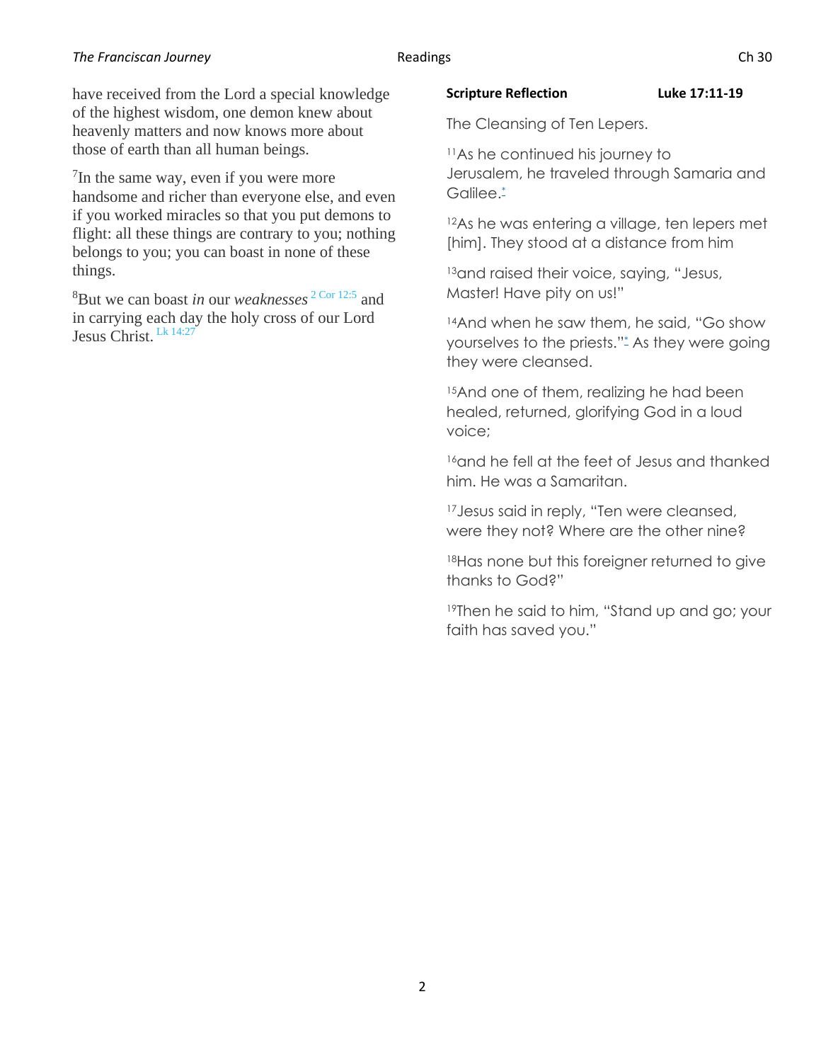have received from the Lord a special knowledge of the highest wisdom, one demon knew about heavenly matters and now knows more about those of earth than all human beings.

[7]In the same way, even if you were more handsome and richer than everyone else, and even if you worked miracles so that you put demons to flight: all these things are contrary to you; nothing belongs to you; you can boast in none of these things.

[8]But we can boast *in* our *weaknesses* [2 Cor 12:5] and in carrying each day the holy cross of our Lord Jesus Christ. [Lk 14:27]

**Scripture Reflection** **Luke 17:11-19**

The Cleansing of Ten Lepers.

[11]As he continued his journey to Jerusalem, he traveled through Samaria and Galilee.[*]

[12]As he was entering a village, ten lepers met [him]. They stood at a distance from him

[13]and raised their voice, saying, "Jesus, Master! Have pity on us!"

[14]And when he saw them, he said, "Go show yourselves to the priests."[*] As they were going they were cleansed.

[15]And one of them, realizing he had been healed, returned, glorifying God in a loud voice;

[16]and he fell at the feet of Jesus and thanked him. He was a Samaritan.

[17]Jesus said in reply, "Ten were cleansed, were they not? Where are the other nine?

[18]Has none but this foreigner returned to give thanks to God?"

[19]Then he said to him, "Stand up and go; your faith has saved you."